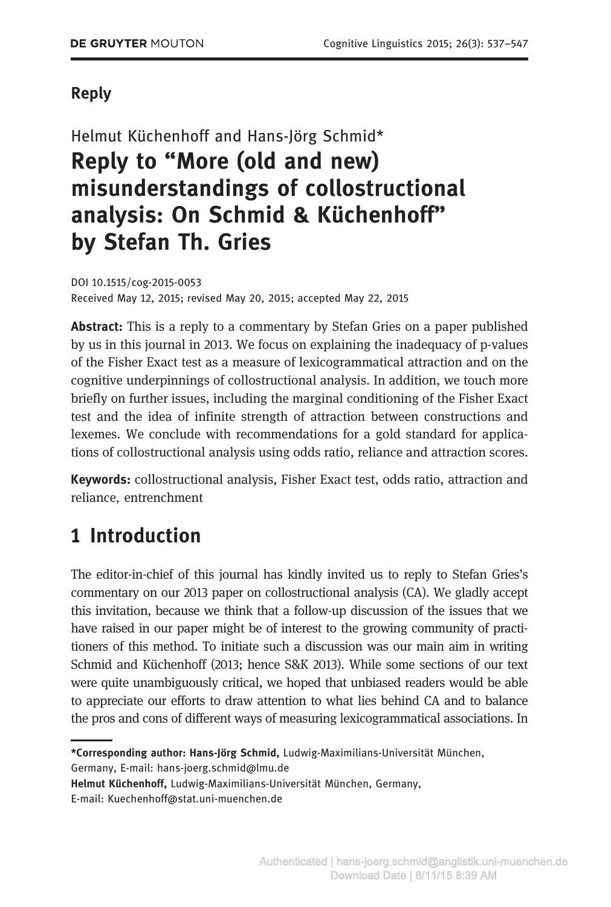## Reply

Helmut Küchenhoff and Hans-Jörg Schmid*

# Reply to "More (old and new) misunderstandings of collostructional analysis: On Schmid & Küchenhoff" by Stefan Th. Gries

DOI 10.1515/cog-2015-0053
Received May 12, 2015; revised May 20, 2015; accepted May 22, 2015

**Abstract:** This is a reply to a commentary by Stefan Gries on a paper published by us in this journal in 2013. We focus on explaining the inadequacy of p-values of the Fisher Exact test as a measure of lexicogrammatical attraction and on the cognitive underpinnings of collostructional analysis. In addition, we touch more briefly on further issues, including the marginal conditioning of the Fisher Exact test and the idea of infinite strength of attraction between constructions and lexemes. We conclude with recommendations for a gold standard for applications of collostructional analysis using odds ratio, reliance and attraction scores.

**Keywords:** collostructional analysis, Fisher Exact test, odds ratio, attraction and reliance, entrenchment

## 1 Introduction

The editor-in-chief of this journal has kindly invited us to reply to Stefan Gries's commentary on our 2013 paper on collostructional analysis (CA). We gladly accept this invitation, because we think that a follow-up discussion of the issues that we have raised in our paper might be of interest to the growing community of practitioners of this method. To initiate such a discussion was our main aim in writing Schmid and Küchenhoff (2013; hence S&K 2013). While some sections of our text were quite unambiguously critical, we hoped that unbiased readers would be able to appreciate our efforts to draw attention to what lies behind CA and to balance the pros and cons of different ways of measuring lexicogrammatical associations. In

---

***Corresponding author: Hans-Jörg Schmid,** Ludwig-Maximilians-Universität München, Germany, E-mail: hans-joerg.schmid@lmu.de
**Helmut Küchenhoff,** Ludwig-Maximilians-Universität München, Germany, E-mail: Kuechenhoff@stat.uni-muenchen.de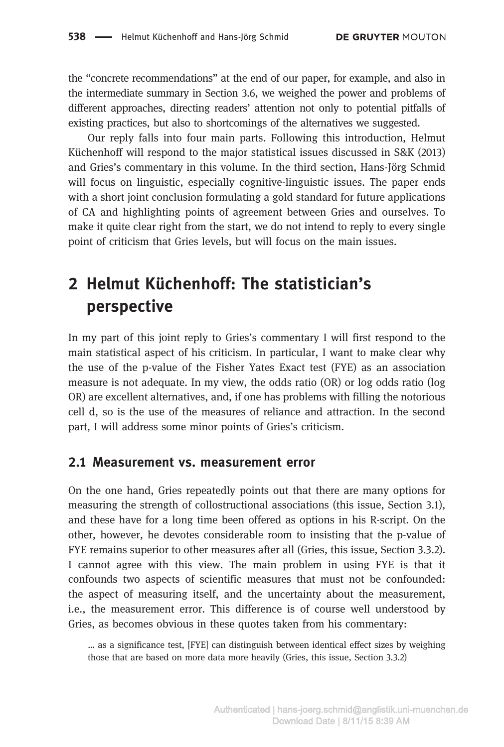the "concrete recommendations" at the end of our paper, for example, and also in the intermediate summary in Section 3.6, we weighed the power and problems of different approaches, directing readers' attention not only to potential pitfalls of existing practices, but also to shortcomings of the alternatives we suggested.

Our reply falls into four main parts. Following this introduction, Helmut Küchenhoff will respond to the major statistical issues discussed in S&K (2013) and Gries's commentary in this volume. In the third section, Hans-Jörg Schmid will focus on linguistic, especially cognitive-linguistic issues. The paper ends with a short joint conclusion formulating a gold standard for future applications of CA and highlighting points of agreement between Gries and ourselves. To make it quite clear right from the start, we do not intend to reply to every single point of criticism that Gries levels, but will focus on the main issues.

# 2 Helmut Küchenhoff: The statistician's perspective

In my part of this joint reply to Gries's commentary I will first respond to the main statistical aspect of his criticism. In particular, I want to make clear why the use of the p-value of the Fisher Yates Exact test (FYE) as an association measure is not adequate. In my view, the odds ratio (OR) or log odds ratio (log OR) are excellent alternatives, and, if one has problems with filling the notorious cell d, so is the use of the measures of reliance and attraction. In the second part, I will address some minor points of Gries's criticism.

## 2.1 Measurement vs. measurement error

On the one hand, Gries repeatedly points out that there are many options for measuring the strength of collostructional associations (this issue, Section 3.1), and these have for a long time been offered as options in his R-script. On the other, however, he devotes considerable room to insisting that the p-value of FYE remains superior to other measures after all (Gries, this issue, Section 3.3.2). I cannot agree with this view. The main problem in using FYE is that it confounds two aspects of scientific measures that must not be confounded: the aspect of measuring itself, and the uncertainty about the measurement, i.e., the measurement error. This difference is of course well understood by Gries, as becomes obvious in these quotes taken from his commentary:

> ... as a significance test, [FYE] can distinguish between identical effect sizes by weighing those that are based on more data more heavily (Gries, this issue, Section 3.3.2)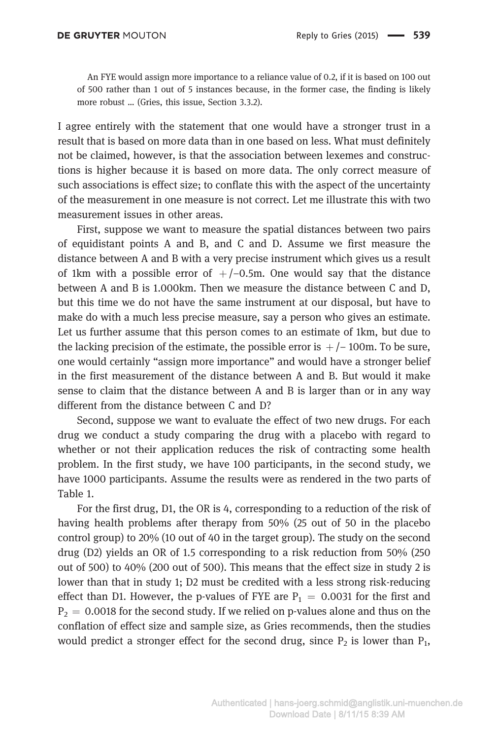> An FYE would assign more importance to a reliance value of 0.2, if it is based on 100 out of 500 rather than 1 out of 5 instances because, in the former case, the finding is likely more robust … (Gries, this issue, Section 3.3.2).

I agree entirely with the statement that one would have a stronger trust in a result that is based on more data than in one based on less. What must definitely not be claimed, however, is that the association between lexemes and constructions is higher because it is based on more data. The only correct measure of such associations is effect size; to conflate this with the aspect of the uncertainty of the measurement in one measure is not correct. Let me illustrate this with two measurement issues in other areas.

First, suppose we want to measure the spatial distances between two pairs of equidistant points A and B, and C and D. Assume we first measure the distance between A and B with a very precise instrument which gives us a result of 1km with a possible error of $+/-0.5$m. One would say that the distance between A and B is 1.000km. Then we measure the distance between C and D, but this time we do not have the same instrument at our disposal, but have to make do with a much less precise measure, say a person who gives an estimate. Let us further assume that this person comes to an estimate of 1km, but due to the lacking precision of the estimate, the possible error is $+/-$ 100m. To be sure, one would certainly "assign more importance" and would have a stronger belief in the first measurement of the distance between A and B. But would it make sense to claim that the distance between A and B is larger than or in any way different from the distance between C and D?

Second, suppose we want to evaluate the effect of two new drugs. For each drug we conduct a study comparing the drug with a placebo with regard to whether or not their application reduces the risk of contracting some health problem. In the first study, we have 100 participants, in the second study, we have 1000 participants. Assume the results were as rendered in the two parts of Table 1.

For the first drug, D1, the OR is 4, corresponding to a reduction of the risk of having health problems after therapy from 50% (25 out of 50 in the placebo control group) to 20% (10 out of 40 in the target group). The study on the second drug (D2) yields an OR of 1.5 corresponding to a risk reduction from 50% (250 out of 500) to 40% (200 out of 500). This means that the effect size in study 2 is lower than that in study 1; D2 must be credited with a less strong risk-reducing effect than D1. However, the p-values of FYE are $P_1 = 0.0031$ for the first and $P_2 = 0.0018$ for the second study. If we relied on p-values alone and thus on the conflation of effect size and sample size, as Gries recommends, then the studies would predict a stronger effect for the second drug, since $P_2$ is lower than $P_1$,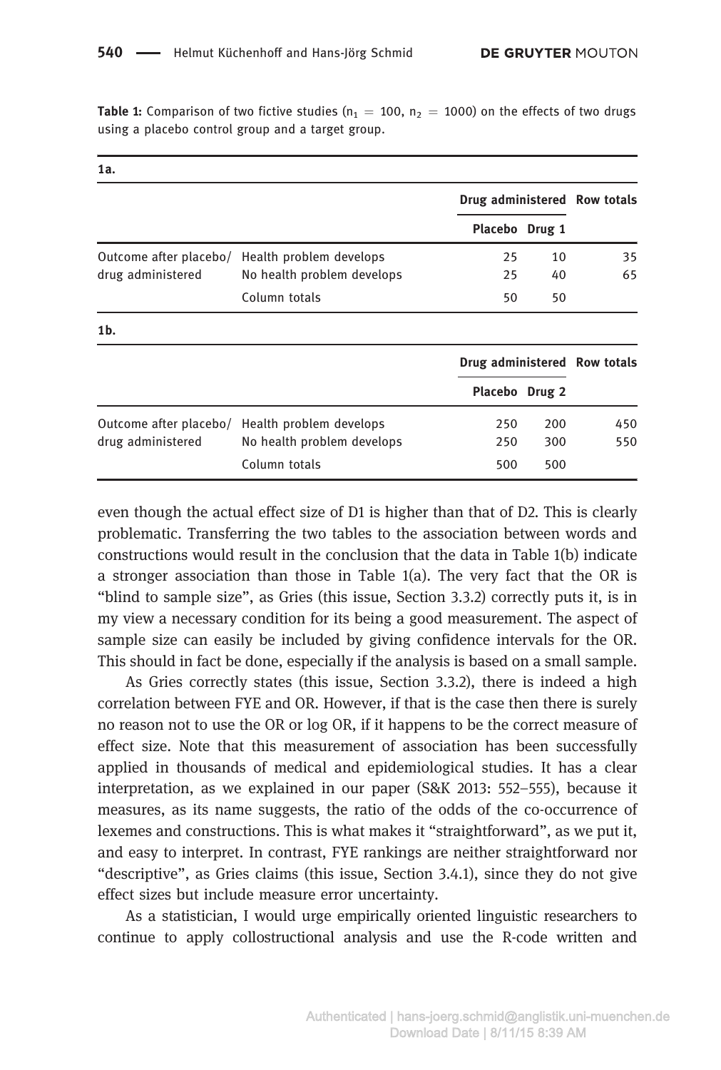**Table 1:** Comparison of two fictive studies ($n_1 = 100$, $n_2 = 1000$) on the effects of two drugs using a placebo control group and a target group.

**1a.**

| | | Drug administered | | Row totals |
|---|---|---|---|---|
| | | Placebo | Drug 1 | |
| Outcome after placebo/ drug administered | Health problem develops | 25 | 10 | 35 |
| | No health problem develops | 25 | 40 | 65 |
| | Column totals | 50 | 50 | |

**1b.**

| | | Drug administered | | Row totals |
|---|---|---|---|---|
| | | Placebo | Drug 2 | |
| Outcome after placebo/ drug administered | Health problem develops | 250 | 200 | 450 |
| | No health problem develops | 250 | 300 | 550 |
| | Column totals | 500 | 500 | |

even though the actual effect size of D1 is higher than that of D2. This is clearly problematic. Transferring the two tables to the association between words and constructions would result in the conclusion that the data in Table 1(b) indicate a stronger association than those in Table 1(a). The very fact that the OR is "blind to sample size", as Gries (this issue, Section 3.3.2) correctly puts it, is in my view a necessary condition for its being a good measurement. The aspect of sample size can easily be included by giving confidence intervals for the OR. This should in fact be done, especially if the analysis is based on a small sample.

As Gries correctly states (this issue, Section 3.3.2), there is indeed a high correlation between FYE and OR. However, if that is the case then there is surely no reason not to use the OR or log OR, if it happens to be the correct measure of effect size. Note that this measurement of association has been successfully applied in thousands of medical and epidemiological studies. It has a clear interpretation, as we explained in our paper (S&K 2013: 552–555), because it measures, as its name suggests, the ratio of the odds of the co-occurrence of lexemes and constructions. This is what makes it "straightforward", as we put it, and easy to interpret. In contrast, FYE rankings are neither straightforward nor "descriptive", as Gries claims (this issue, Section 3.4.1), since they do not give effect sizes but include measure error uncertainty.

As a statistician, I would urge empirically oriented linguistic researchers to continue to apply collostructional analysis and use the R-code written and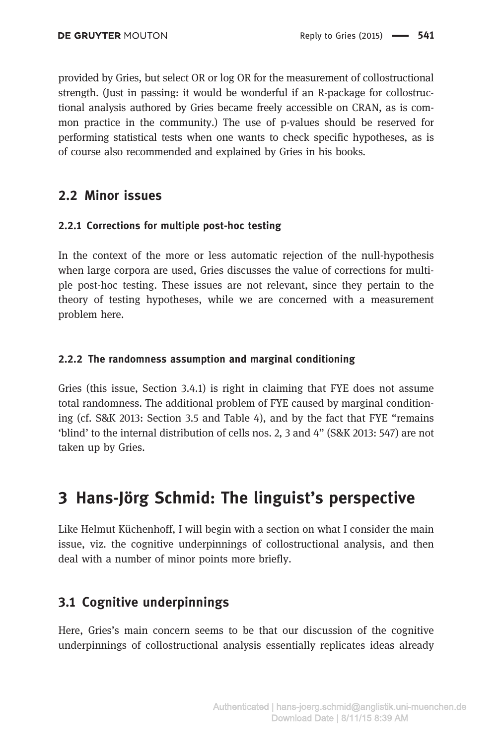provided by Gries, but select OR or log OR for the measurement of collostructional strength. (Just in passing: it would be wonderful if an R-package for collostructional analysis authored by Gries became freely accessible on CRAN, as is common practice in the community.) The use of p-values should be reserved for performing statistical tests when one wants to check specific hypotheses, as is of course also recommended and explained by Gries in his books.

## 2.2 Minor issues

### 2.2.1 Corrections for multiple post-hoc testing

In the context of the more or less automatic rejection of the null-hypothesis when large corpora are used, Gries discusses the value of corrections for multiple post-hoc testing. These issues are not relevant, since they pertain to the theory of testing hypotheses, while we are concerned with a measurement problem here.

### 2.2.2 The randomness assumption and marginal conditioning

Gries (this issue, Section 3.4.1) is right in claiming that FYE does not assume total randomness. The additional problem of FYE caused by marginal conditioning (cf. S&K 2013: Section 3.5 and Table 4), and by the fact that FYE "remains 'blind' to the internal distribution of cells nos. 2, 3 and 4" (S&K 2013: 547) are not taken up by Gries.

# 3 Hans-Jörg Schmid: The linguist's perspective

Like Helmut Küchenhoff, I will begin with a section on what I consider the main issue, viz. the cognitive underpinnings of collostructional analysis, and then deal with a number of minor points more briefly.

## 3.1 Cognitive underpinnings

Here, Gries's main concern seems to be that our discussion of the cognitive underpinnings of collostructional analysis essentially replicates ideas already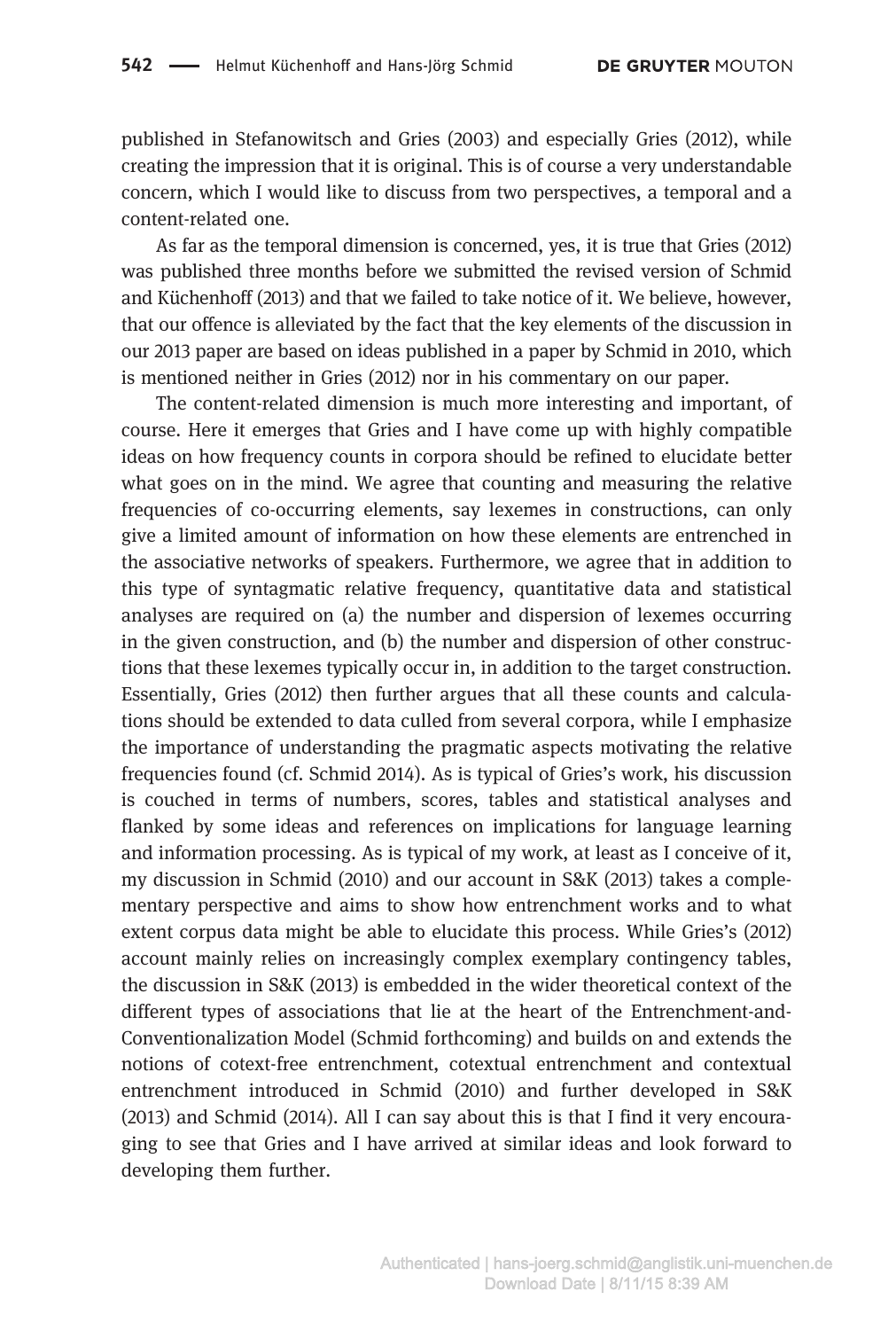published in Stefanowitsch and Gries (2003) and especially Gries (2012), while creating the impression that it is original. This is of course a very understandable concern, which I would like to discuss from two perspectives, a temporal and a content-related one.

As far as the temporal dimension is concerned, yes, it is true that Gries (2012) was published three months before we submitted the revised version of Schmid and Küchenhoff (2013) and that we failed to take notice of it. We believe, however, that our offence is alleviated by the fact that the key elements of the discussion in our 2013 paper are based on ideas published in a paper by Schmid in 2010, which is mentioned neither in Gries (2012) nor in his commentary on our paper.

The content-related dimension is much more interesting and important, of course. Here it emerges that Gries and I have come up with highly compatible ideas on how frequency counts in corpora should be refined to elucidate better what goes on in the mind. We agree that counting and measuring the relative frequencies of co-occurring elements, say lexemes in constructions, can only give a limited amount of information on how these elements are entrenched in the associative networks of speakers. Furthermore, we agree that in addition to this type of syntagmatic relative frequency, quantitative data and statistical analyses are required on (a) the number and dispersion of lexemes occurring in the given construction, and (b) the number and dispersion of other constructions that these lexemes typically occur in, in addition to the target construction. Essentially, Gries (2012) then further argues that all these counts and calculations should be extended to data culled from several corpora, while I emphasize the importance of understanding the pragmatic aspects motivating the relative frequencies found (cf. Schmid 2014). As is typical of Gries's work, his discussion is couched in terms of numbers, scores, tables and statistical analyses and flanked by some ideas and references on implications for language learning and information processing. As is typical of my work, at least as I conceive of it, my discussion in Schmid (2010) and our account in S&K (2013) takes a complementary perspective and aims to show how entrenchment works and to what extent corpus data might be able to elucidate this process. While Gries's (2012) account mainly relies on increasingly complex exemplary contingency tables, the discussion in S&K (2013) is embedded in the wider theoretical context of the different types of associations that lie at the heart of the Entrenchment-and-Conventionalization Model (Schmid forthcoming) and builds on and extends the notions of cotext-free entrenchment, cotextual entrenchment and contextual entrenchment introduced in Schmid (2010) and further developed in S&K (2013) and Schmid (2014). All I can say about this is that I find it very encouraging to see that Gries and I have arrived at similar ideas and look forward to developing them further.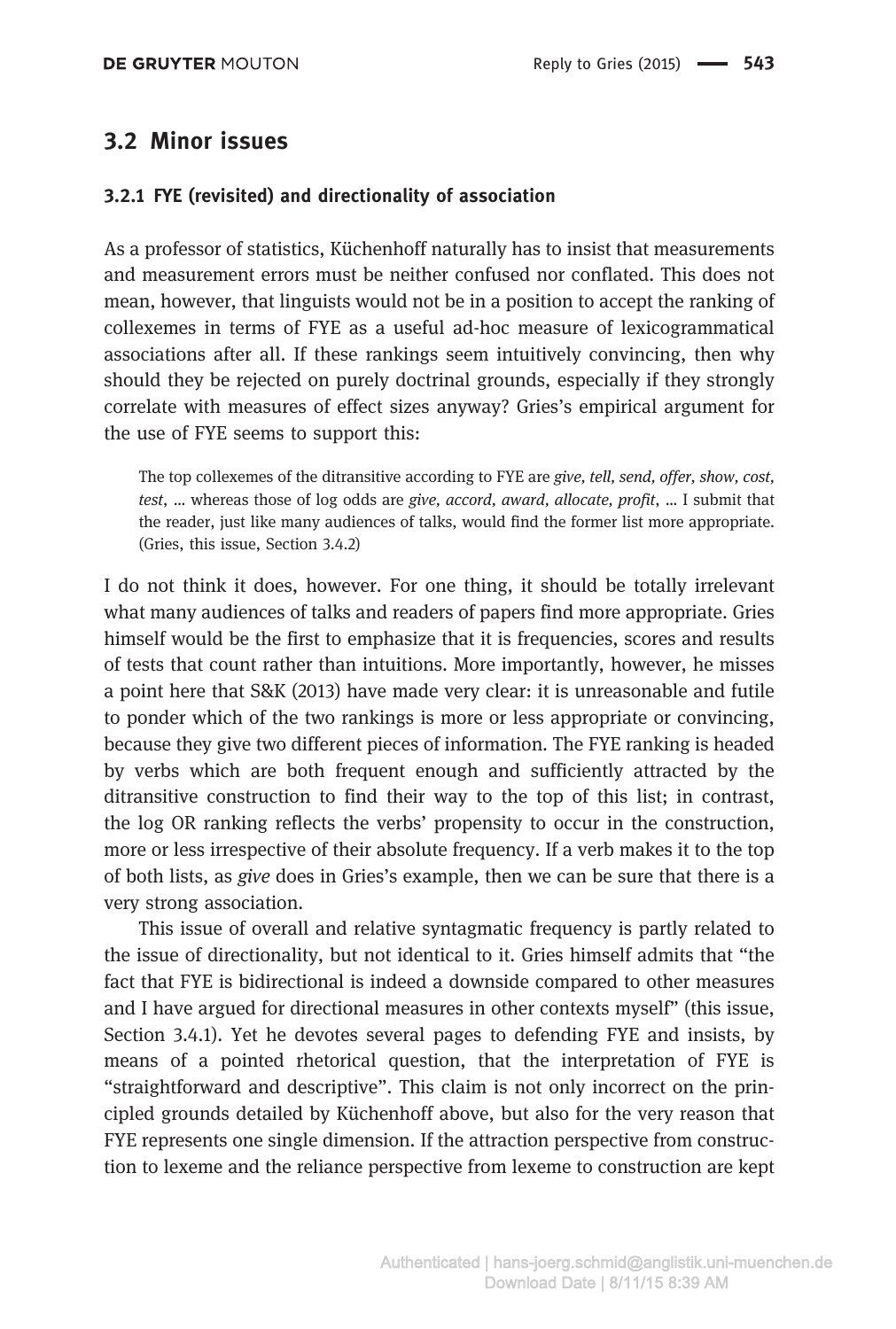## 3.2 Minor issues

### 3.2.1 FYE (revisited) and directionality of association

As a professor of statistics, Küchenhoff naturally has to insist that measurements and measurement errors must be neither confused nor conflated. This does not mean, however, that linguists would not be in a position to accept the ranking of collexemes in terms of FYE as a useful ad-hoc measure of lexicogrammatical associations after all. If these rankings seem intuitively convincing, then why should they be rejected on purely doctrinal grounds, especially if they strongly correlate with measures of effect sizes anyway? Gries's empirical argument for the use of FYE seems to support this:

> The top collexemes of the ditransitive according to FYE are *give, tell, send, offer, show, cost, test*, … whereas those of log odds are *give, accord, award, allocate, profit*, … I submit that the reader, just like many audiences of talks, would find the former list more appropriate. (Gries, this issue, Section 3.4.2)

I do not think it does, however. For one thing, it should be totally irrelevant what many audiences of talks and readers of papers find more appropriate. Gries himself would be the first to emphasize that it is frequencies, scores and results of tests that count rather than intuitions. More importantly, however, he misses a point here that S&K (2013) have made very clear: it is unreasonable and futile to ponder which of the two rankings is more or less appropriate or convincing, because they give two different pieces of information. The FYE ranking is headed by verbs which are both frequent enough and sufficiently attracted by the ditransitive construction to find their way to the top of this list; in contrast, the log OR ranking reflects the verbs' propensity to occur in the construction, more or less irrespective of their absolute frequency. If a verb makes it to the top of both lists, as *give* does in Gries's example, then we can be sure that there is a very strong association.

This issue of overall and relative syntagmatic frequency is partly related to the issue of directionality, but not identical to it. Gries himself admits that "the fact that FYE is bidirectional is indeed a downside compared to other measures and I have argued for directional measures in other contexts myself" (this issue, Section 3.4.1). Yet he devotes several pages to defending FYE and insists, by means of a pointed rhetorical question, that the interpretation of FYE is "straightforward and descriptive". This claim is not only incorrect on the principled grounds detailed by Küchenhoff above, but also for the very reason that FYE represents one single dimension. If the attraction perspective from construction to lexeme and the reliance perspective from lexeme to construction are kept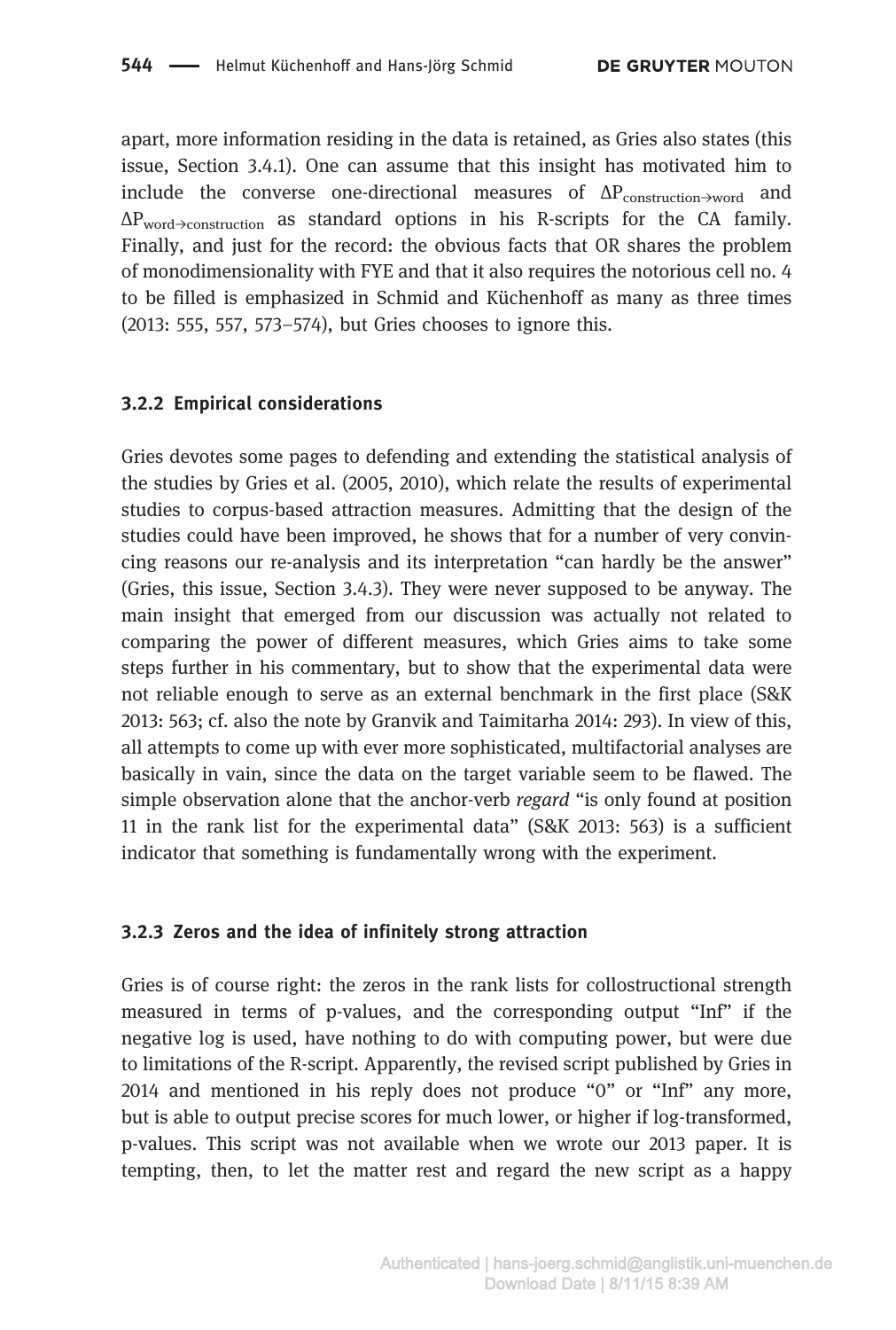apart, more information residing in the data is retained, as Gries also states (this issue, Section 3.4.1). One can assume that this insight has motivated him to include the converse one-directional measures of $\Delta P_{construction \rightarrow word}$ and $\Delta P_{word \rightarrow construction}$ as standard options in his R-scripts for the CA family. Finally, and just for the record: the obvious facts that OR shares the problem of monodimensionality with FYE and that it also requires the notorious cell no. 4 to be filled is emphasized in Schmid and Küchenhoff as many as three times (2013: 555, 557, 573–574), but Gries chooses to ignore this.

### 3.2.2 Empirical considerations

Gries devotes some pages to defending and extending the statistical analysis of the studies by Gries et al. (2005, 2010), which relate the results of experimental studies to corpus-based attraction measures. Admitting that the design of the studies could have been improved, he shows that for a number of very convincing reasons our re-analysis and its interpretation "can hardly be the answer" (Gries, this issue, Section 3.4.3). They were never supposed to be anyway. The main insight that emerged from our discussion was actually not related to comparing the power of different measures, which Gries aims to take some steps further in his commentary, but to show that the experimental data were not reliable enough to serve as an external benchmark in the first place (S&K 2013: 563; cf. also the note by Granvik and Taimitarha 2014: 293). In view of this, all attempts to come up with ever more sophisticated, multifactorial analyses are basically in vain, since the data on the target variable seem to be flawed. The simple observation alone that the anchor-verb *regard* "is only found at position 11 in the rank list for the experimental data" (S&K 2013: 563) is a sufficient indicator that something is fundamentally wrong with the experiment.

### 3.2.3 Zeros and the idea of infinitely strong attraction

Gries is of course right: the zeros in the rank lists for collostructional strength measured in terms of p-values, and the corresponding output "Inf" if the negative log is used, have nothing to do with computing power, but were due to limitations of the R-script. Apparently, the revised script published by Gries in 2014 and mentioned in his reply does not produce "0" or "Inf" any more, but is able to output precise scores for much lower, or higher if log-transformed, p-values. This script was not available when we wrote our 2013 paper. It is tempting, then, to let the matter rest and regard the new script as a happy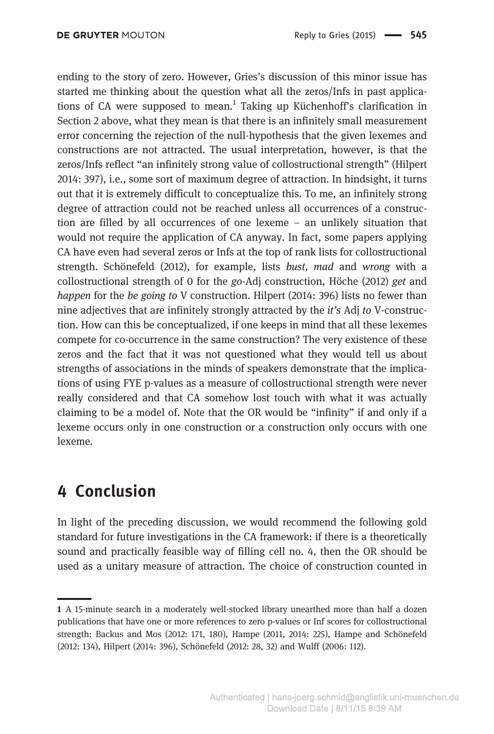ending to the story of zero. However, Gries's discussion of this minor issue has started me thinking about the question what all the zeros/Infs in past applications of CA were supposed to mean.[1] Taking up Küchenhoff's clarification in Section 2 above, what they mean is that there is an infinitely small measurement error concerning the rejection of the null-hypothesis that the given lexemes and constructions are not attracted. The usual interpretation, however, is that the zeros/Infs reflect "an infinitely strong value of collostructional strength" (Hilpert 2014: 397), i.e., some sort of maximum degree of attraction. In hindsight, it turns out that it is extremely difficult to conceptualize this. To me, an infinitely strong degree of attraction could not be reached unless all occurrences of a construction are filled by all occurrences of one lexeme – an unlikely situation that would not require the application of CA anyway. In fact, some papers applying CA have even had several zeros or Infs at the top of rank lists for collostructional strength. Schönefeld (2012), for example, lists *bust*, *mad* and *wrong* with a collostructional strength of 0 for the *go*-Adj construction, Höche (2012) *get* and *happen* for the *be going to* V construction. Hilpert (2014: 396) lists no fewer than nine adjectives that are infinitely strongly attracted by the *it's* Adj *to* V-construction. How can this be conceptualized, if one keeps in mind that all these lexemes compete for co-occurrence in the same construction? The very existence of these zeros and the fact that it was not questioned what they would tell us about strengths of associations in the minds of speakers demonstrate that the implications of using FYE p-values as a measure of collostructional strength were never really considered and that CA somehow lost touch with what it was actually claiming to be a model of. Note that the OR would be "infinity" if and only if a lexeme occurs only in one construction or a construction only occurs with one lexeme.

## 4 Conclusion

In light of the preceding discussion, we would recommend the following gold standard for future investigations in the CA framework: if there is a theoretically sound and practically feasible way of filling cell no. 4, then the OR should be used as a unitary measure of attraction. The choice of construction counted in

---

[1] A 15-minute search in a moderately well-stocked library unearthed more than half a dozen publications that have one or more references to zero p-values or Inf scores for collostructional strength: Backus and Mos (2012: 171, 180), Hampe (2011, 2014: 225), Hampe and Schönefeld (2012: 134), Hilpert (2014: 396), Schönefeld (2012: 28, 32) and Wulff (2006: 112).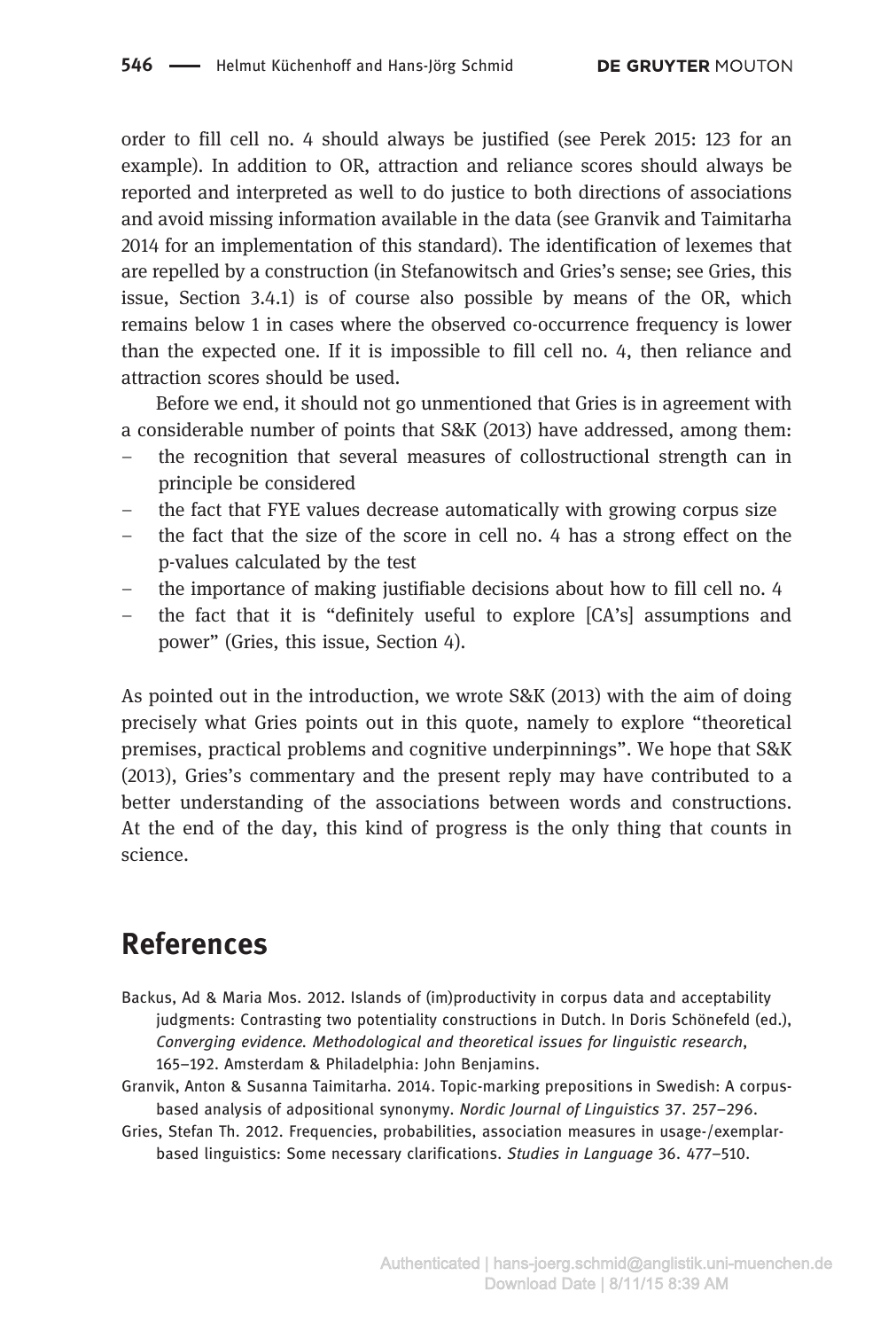order to fill cell no. 4 should always be justified (see Perek 2015: 123 for an example). In addition to OR, attraction and reliance scores should always be reported and interpreted as well to do justice to both directions of associations and avoid missing information available in the data (see Granvik and Taimitarha 2014 for an implementation of this standard). The identification of lexemes that are repelled by a construction (in Stefanowitsch and Gries's sense; see Gries, this issue, Section 3.4.1) is of course also possible by means of the OR, which remains below 1 in cases where the observed co-occurrence frequency is lower than the expected one. If it is impossible to fill cell no. 4, then reliance and attraction scores should be used.

Before we end, it should not go unmentioned that Gries is in agreement with a considerable number of points that S&K (2013) have addressed, among them:

- the recognition that several measures of collostructional strength can in principle be considered
- the fact that FYE values decrease automatically with growing corpus size
- the fact that the size of the score in cell no. 4 has a strong effect on the p-values calculated by the test
- the importance of making justifiable decisions about how to fill cell no. 4
- the fact that it is "definitely useful to explore [CA's] assumptions and power" (Gries, this issue, Section 4).

As pointed out in the introduction, we wrote S&K (2013) with the aim of doing precisely what Gries points out in this quote, namely to explore "theoretical premises, practical problems and cognitive underpinnings". We hope that S&K (2013), Gries's commentary and the present reply may have contributed to a better understanding of the associations between words and constructions. At the end of the day, this kind of progress is the only thing that counts in science.

# References

Backus, Ad & Maria Mos. 2012. Islands of (im)productivity in corpus data and acceptability judgments: Contrasting two potentiality constructions in Dutch. In Doris Schönefeld (ed.), *Converging evidence. Methodological and theoretical issues for linguistic research*, 165–192. Amsterdam & Philadelphia: John Benjamins.

Granvik, Anton & Susanna Taimitarha. 2014. Topic-marking prepositions in Swedish: A corpus-based analysis of adpositional synonymy. *Nordic Journal of Linguistics* 37. 257–296.

Gries, Stefan Th. 2012. Frequencies, probabilities, association measures in usage-/exemplar-based linguistics: Some necessary clarifications. *Studies in Language* 36. 477–510.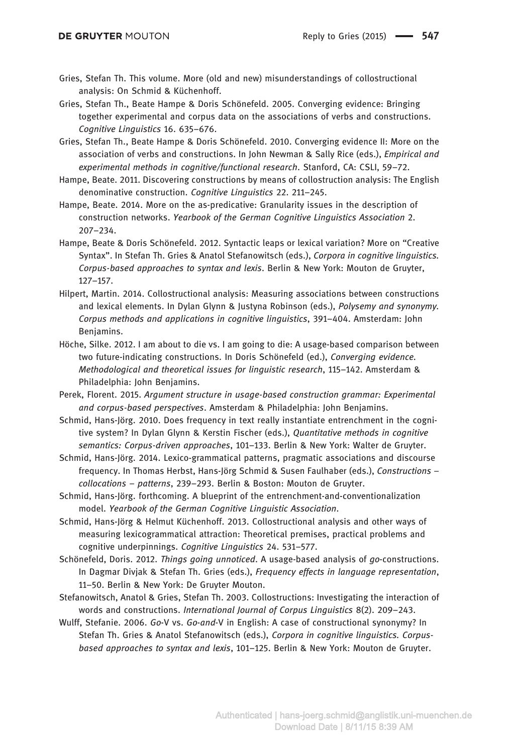Gries, Stefan Th. This volume. More (old and new) misunderstandings of collostructional analysis: On Schmid & Küchenhoff.

Gries, Stefan Th., Beate Hampe & Doris Schönefeld. 2005. Converging evidence: Bringing together experimental and corpus data on the associations of verbs and constructions. *Cognitive Linguistics* 16. 635–676.

Gries, Stefan Th., Beate Hampe & Doris Schönefeld. 2010. Converging evidence II: More on the association of verbs and constructions. In John Newman & Sally Rice (eds.), *Empirical and experimental methods in cognitive/functional research*. Stanford, CA: CSLI, 59–72.

Hampe, Beate. 2011. Discovering constructions by means of collostruction analysis: The English denominative construction. *Cognitive Linguistics* 22. 211–245.

Hampe, Beate. 2014. More on the as-predicative: Granularity issues in the description of construction networks. *Yearbook of the German Cognitive Linguistics Association* 2. 207–234.

Hampe, Beate & Doris Schönefeld. 2012. Syntactic leaps or lexical variation? More on "Creative Syntax". In Stefan Th. Gries & Anatol Stefanowitsch (eds.), *Corpora in cognitive linguistics. Corpus-based approaches to syntax and lexis*. Berlin & New York: Mouton de Gruyter, 127–157.

Hilpert, Martin. 2014. Collostructional analysis: Measuring associations between constructions and lexical elements. In Dylan Glynn & Justyna Robinson (eds.), *Polysemy and synonymy. Corpus methods and applications in cognitive linguistics*, 391–404. Amsterdam: John Benjamins.

Höche, Silke. 2012. I am about to die vs. I am going to die: A usage-based comparison between two future-indicating constructions. In Doris Schönefeld (ed.), *Converging evidence. Methodological and theoretical issues for linguistic research*, 115–142. Amsterdam & Philadelphia: John Benjamins.

Perek, Florent. 2015. *Argument structure in usage-based construction grammar: Experimental and corpus-based perspectives*. Amsterdam & Philadelphia: John Benjamins.

Schmid, Hans-Jörg. 2010. Does frequency in text really instantiate entrenchment in the cognitive system? In Dylan Glynn & Kerstin Fischer (eds.), *Quantitative methods in cognitive semantics: Corpus-driven approaches*, 101–133. Berlin & New York: Walter de Gruyter.

Schmid, Hans-Jörg. 2014. Lexico-grammatical patterns, pragmatic associations and discourse frequency. In Thomas Herbst, Hans-Jörg Schmid & Susen Faulhaber (eds.), *Constructions – collocations – patterns*, 239–293. Berlin & Boston: Mouton de Gruyter.

Schmid, Hans-Jörg. forthcoming. A blueprint of the entrenchment-and-conventionalization model. *Yearbook of the German Cognitive Linguistic Association*.

Schmid, Hans-Jörg & Helmut Küchenhoff. 2013. Collostructional analysis and other ways of measuring lexicogrammatical attraction: Theoretical premises, practical problems and cognitive underpinnings. *Cognitive Linguistics* 24. 531–577.

Schönefeld, Doris. 2012. *Things going unnoticed*. A usage-based analysis of *go*-constructions. In Dagmar Divjak & Stefan Th. Gries (eds.), *Frequency effects in language representation*, 11–50. Berlin & New York: De Gruyter Mouton.

Stefanowitsch, Anatol & Gries, Stefan Th. 2003. Collostructions: Investigating the interaction of words and constructions. *International Journal of Corpus Linguistics* 8(2). 209–243.

Wulff, Stefanie. 2006. *Go*-V vs. *Go-and*-V in English: A case of constructional synonymy? In Stefan Th. Gries & Anatol Stefanowitsch (eds.), *Corpora in cognitive linguistics. Corpus-based approaches to syntax and lexis*, 101–125. Berlin & New York: Mouton de Gruyter.